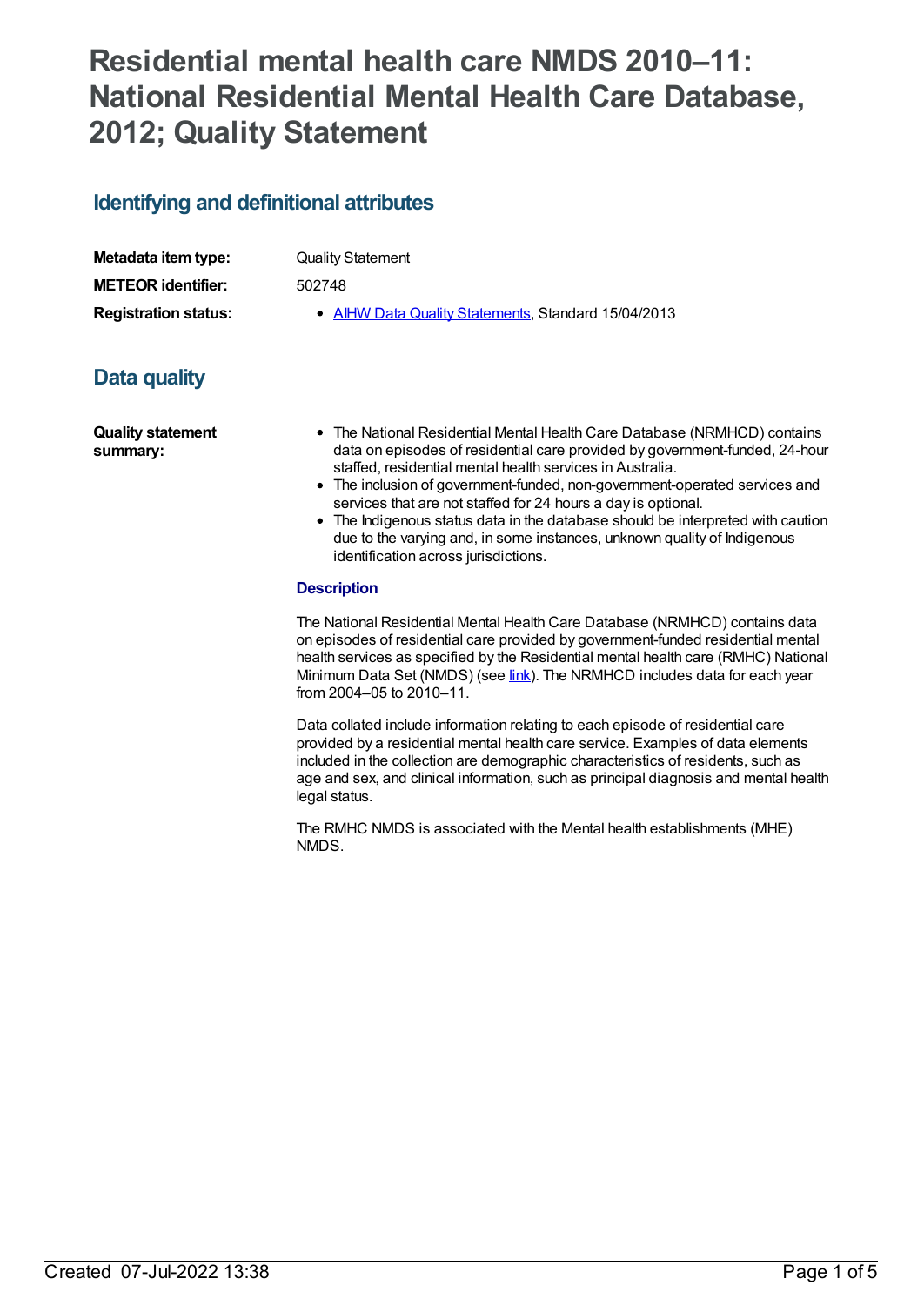# Residential mental health care NMDS 2010–11: National Residential Mental Health Care Database, 2012; Quality Statement

## Identifying and definitional attributes

| | |
|---|---|
| **Metadata item type:** | Quality Statement |
| **METEOR identifier:** | 502748 |
| **Registration status:** | • [AIHW Data Quality Statements](), Standard 15/04/2013 |

## Data quality

**Quality statement summary:**

- The National Residential Mental Health Care Database (NRMHCD) contains data on episodes of residential care provided by government-funded, 24-hour staffed, residential mental health services in Australia.
- The inclusion of government-funded, non-government-operated services and services that are not staffed for 24 hours a day is optional.
- The Indigenous status data in the database should be interpreted with caution due to the varying and, in some instances, unknown quality of Indigenous identification across jurisdictions.

### Description

The National Residential Mental Health Care Database (NRMHCD) contains data on episodes of residential care provided by government-funded residential mental health services as specified by the Residential mental health care (RMHC) National Minimum Data Set (NMDS) (see [link]()). The NRMHCD includes data for each year from 2004–05 to 2010–11.

Data collated include information relating to each episode of residential care provided by a residential mental health care service. Examples of data elements included in the collection are demographic characteristics of residents, such as age and sex, and clinical information, such as principal diagnosis and mental health legal status.

The RMHC NMDS is associated with the Mental health establishments (MHE) NMDS.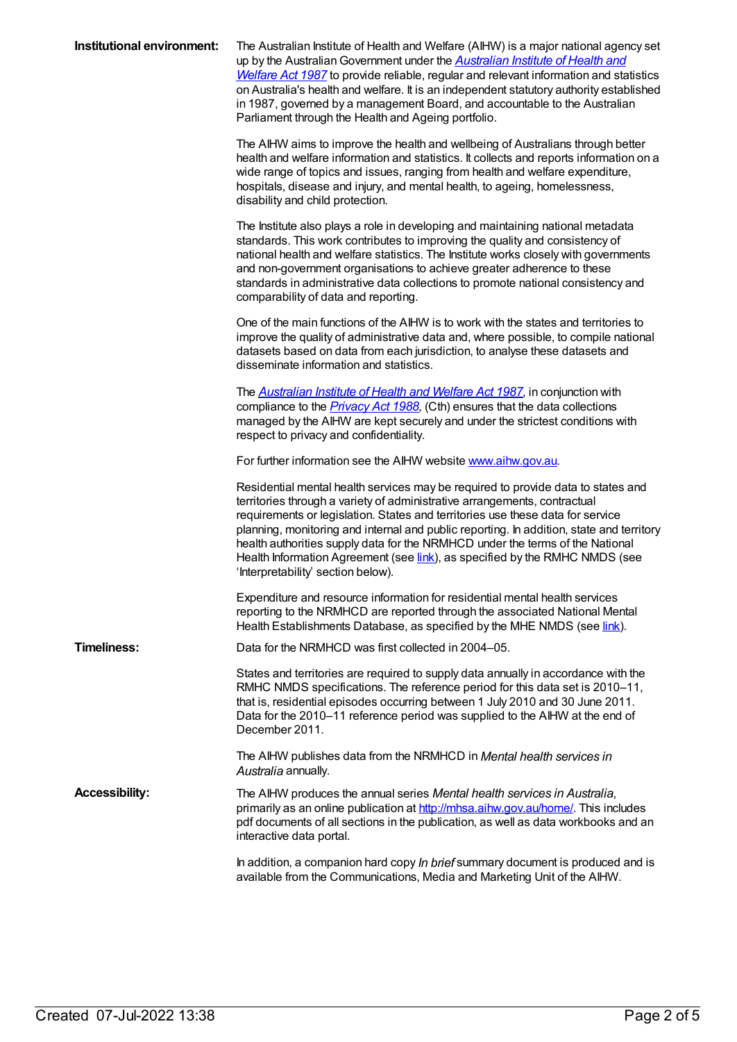**Institutional environment:**

The Australian Institute of Health and Welfare (AIHW) is a major national agency set up by the Australian Government under the *[Australian Institute of Health and Welfare Act 1987](#)* to provide reliable, regular and relevant information and statistics on Australia's health and welfare. It is an independent statutory authority established in 1987, governed by a management Board, and accountable to the Australian Parliament through the Health and Ageing portfolio.

The AIHW aims to improve the health and wellbeing of Australians through better health and welfare information and statistics. It collects and reports information on a wide range of topics and issues, ranging from health and welfare expenditure, hospitals, disease and injury, and mental health, to ageing, homelessness, disability and child protection.

The Institute also plays a role in developing and maintaining national metadata standards. This work contributes to improving the quality and consistency of national health and welfare statistics. The Institute works closely with governments and non-government organisations to achieve greater adherence to these standards in administrative data collections to promote national consistency and comparability of data and reporting.

One of the main functions of the AIHW is to work with the states and territories to improve the quality of administrative data and, where possible, to compile national datasets based on data from each jurisdiction, to analyse these datasets and disseminate information and statistics.

The *[Australian Institute of Health and Welfare Act 1987](#)*, in conjunction with compliance to the *[Privacy Act 1988](#)*, (Cth) ensures that the data collections managed by the AIHW are kept securely and under the strictest conditions with respect to privacy and confidentiality.

For further information see the AIHW website [www.aihw.gov.au](http://www.aihw.gov.au).

Residential mental health services may be required to provide data to states and territories through a variety of administrative arrangements, contractual requirements or legislation. States and territories use these data for service planning, monitoring and internal and public reporting. In addition, state and territory health authorities supply data for the NRMHCD under the terms of the National Health Information Agreement (see [link](#)), as specified by the RMHC NMDS (see 'Interpretability' section below).

Expenditure and resource information for residential mental health services reporting to the NRMHCD are reported through the associated National Mental Health Establishments Database, as specified by the MHE NMDS (see [link](#)).

**Timeliness:**

Data for the NRMHCD was first collected in 2004–05.

States and territories are required to supply data annually in accordance with the RMHC NMDS specifications. The reference period for this data set is 2010–11, that is, residential episodes occurring between 1 July 2010 and 30 June 2011. Data for the 2010–11 reference period was supplied to the AIHW at the end of December 2011.

The AIHW publishes data from the NRMHCD in *Mental health services in Australia* annually.

**Accessibility:**

The AIHW produces the annual series *Mental health services in Australia*, primarily as an online publication at [http://mhsa.aihw.gov.au/home/](http://mhsa.aihw.gov.au/home/). This includes pdf documents of all sections in the publication, as well as data workbooks and an interactive data portal.

In addition, a companion hard copy *In brief* summary document is produced and is available from the Communications, Media and Marketing Unit of the AIHW.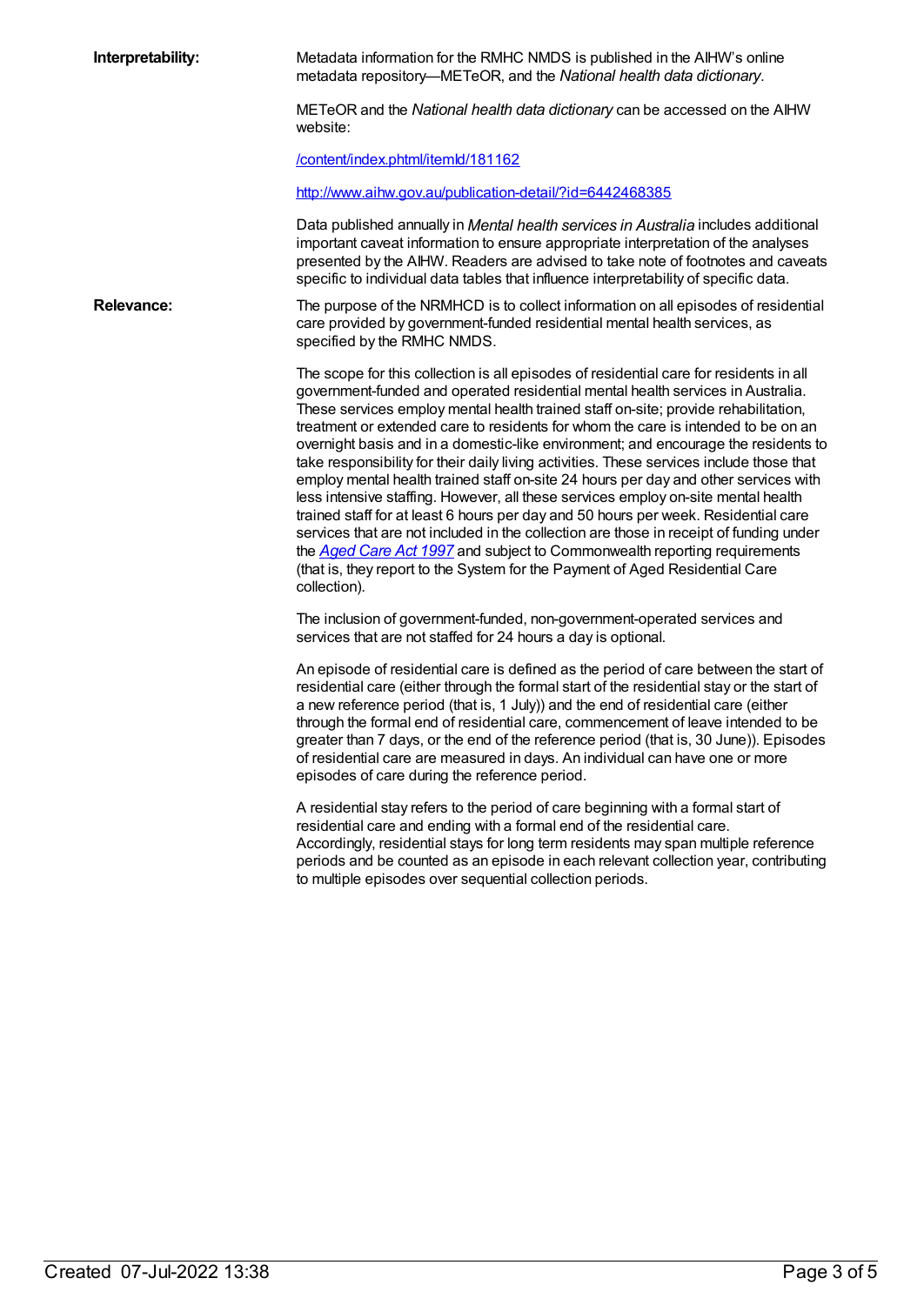**Interpretability:**

Metadata information for the RMHC NMDS is published in the AIHW's online metadata repository—METeOR, and the *National health data dictionary*.

METeOR and the *National health data dictionary* can be accessed on the AIHW website:

[/content/index.phtml/itemId/181162](/content/index.phtml/itemId/181162)

[http://www.aihw.gov.au/publication-detail/?id=6442468385](http://www.aihw.gov.au/publication-detail/?id=6442468385)

Data published annually in *Mental health services in Australia* includes additional important caveat information to ensure appropriate interpretation of the analyses presented by the AIHW. Readers are advised to take note of footnotes and caveats specific to individual data tables that influence interpretability of specific data.

**Relevance:**

The purpose of the NRMHCD is to collect information on all episodes of residential care provided by government-funded residential mental health services, as specified by the RMHC NMDS.

The scope for this collection is all episodes of residential care for residents in all government-funded and operated residential mental health services in Australia. These services employ mental health trained staff on-site; provide rehabilitation, treatment or extended care to residents for whom the care is intended to be on an overnight basis and in a domestic-like environment; and encourage the residents to take responsibility for their daily living activities. These services include those that employ mental health trained staff on-site 24 hours per day and other services with less intensive staffing. However, all these services employ on-site mental health trained staff for at least 6 hours per day and 50 hours per week. Residential care services that are not included in the collection are those in receipt of funding under the *Aged Care Act 1997* and subject to Commonwealth reporting requirements (that is, they report to the System for the Payment of Aged Residential Care collection).

The inclusion of government-funded, non-government-operated services and services that are not staffed for 24 hours a day is optional.

An episode of residential care is defined as the period of care between the start of residential care (either through the formal start of the residential stay or the start of a new reference period (that is, 1 July)) and the end of residential care (either through the formal end of residential care, commencement of leave intended to be greater than 7 days, or the end of the reference period (that is, 30 June)). Episodes of residential care are measured in days. An individual can have one or more episodes of care during the reference period.

A residential stay refers to the period of care beginning with a formal start of residential care and ending with a formal end of the residential care. Accordingly, residential stays for long term residents may span multiple reference periods and be counted as an episode in each relevant collection year, contributing to multiple episodes over sequential collection periods.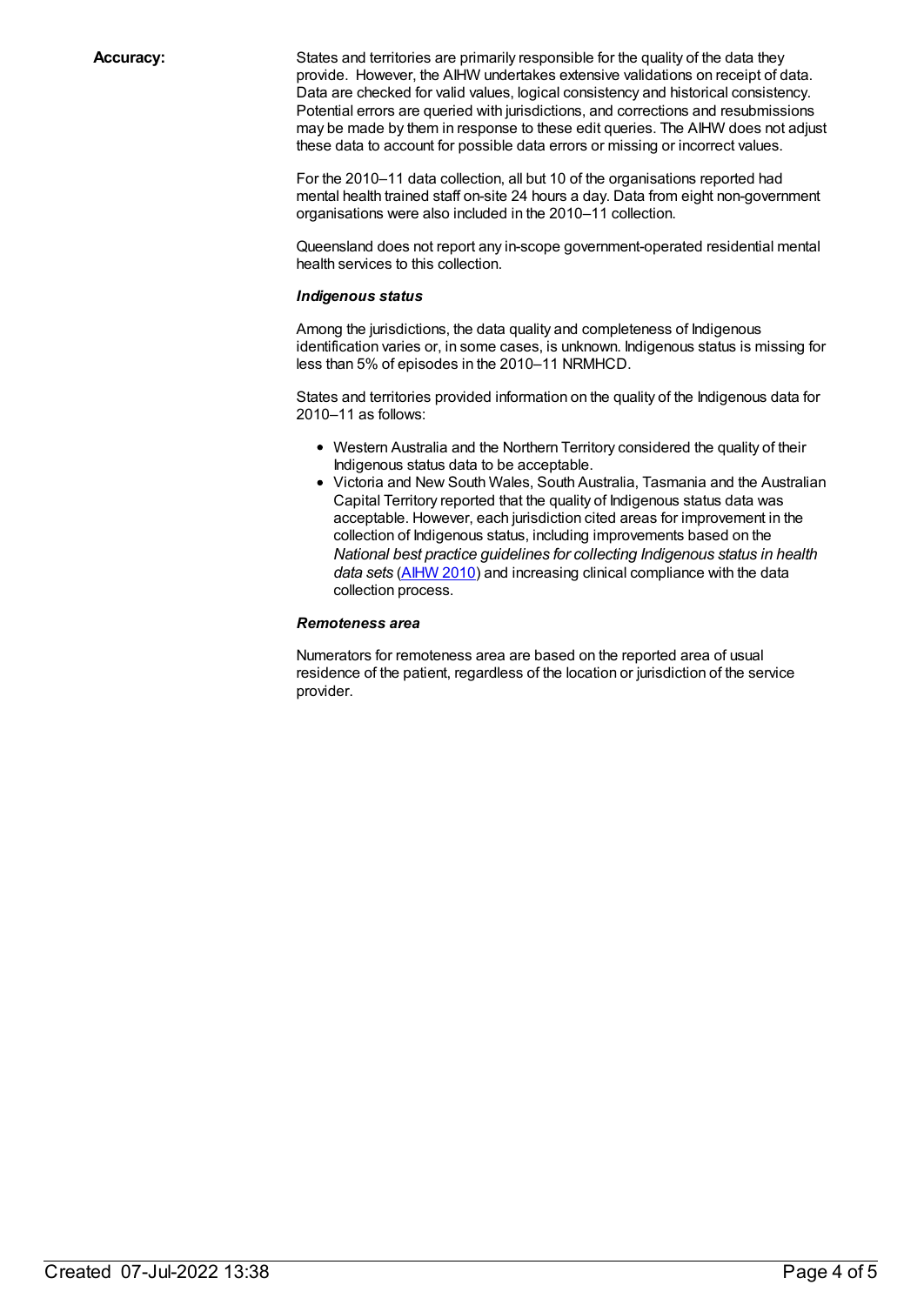**Accuracy:**

States and territories are primarily responsible for the quality of the data they provide. However, the AIHW undertakes extensive validations on receipt of data. Data are checked for valid values, logical consistency and historical consistency. Potential errors are queried with jurisdictions, and corrections and resubmissions may be made by them in response to these edit queries. The AIHW does not adjust these data to account for possible data errors or missing or incorrect values.

For the 2010–11 data collection, all but 10 of the organisations reported had mental health trained staff on-site 24 hours a day. Data from eight non-government organisations were also included in the 2010–11 collection.

Queensland does not report any in-scope government-operated residential mental health services to this collection.

***Indigenous status***

Among the jurisdictions, the data quality and completeness of Indigenous identification varies or, in some cases, is unknown. Indigenous status is missing for less than 5% of episodes in the 2010–11 NRMHCD.

States and territories provided information on the quality of the Indigenous data for 2010–11 as follows:

- Western Australia and the Northern Territory considered the quality of their Indigenous status data to be acceptable.
- Victoria and New South Wales, South Australia, Tasmania and the Australian Capital Territory reported that the quality of Indigenous status data was acceptable. However, each jurisdiction cited areas for improvement in the collection of Indigenous status, including improvements based on the *National best practice guidelines for collecting Indigenous status in health data sets* (AIHW 2010) and increasing clinical compliance with the data collection process.

***Remoteness area***

Numerators for remoteness area are based on the reported area of usual residence of the patient, regardless of the location or jurisdiction of the service provider.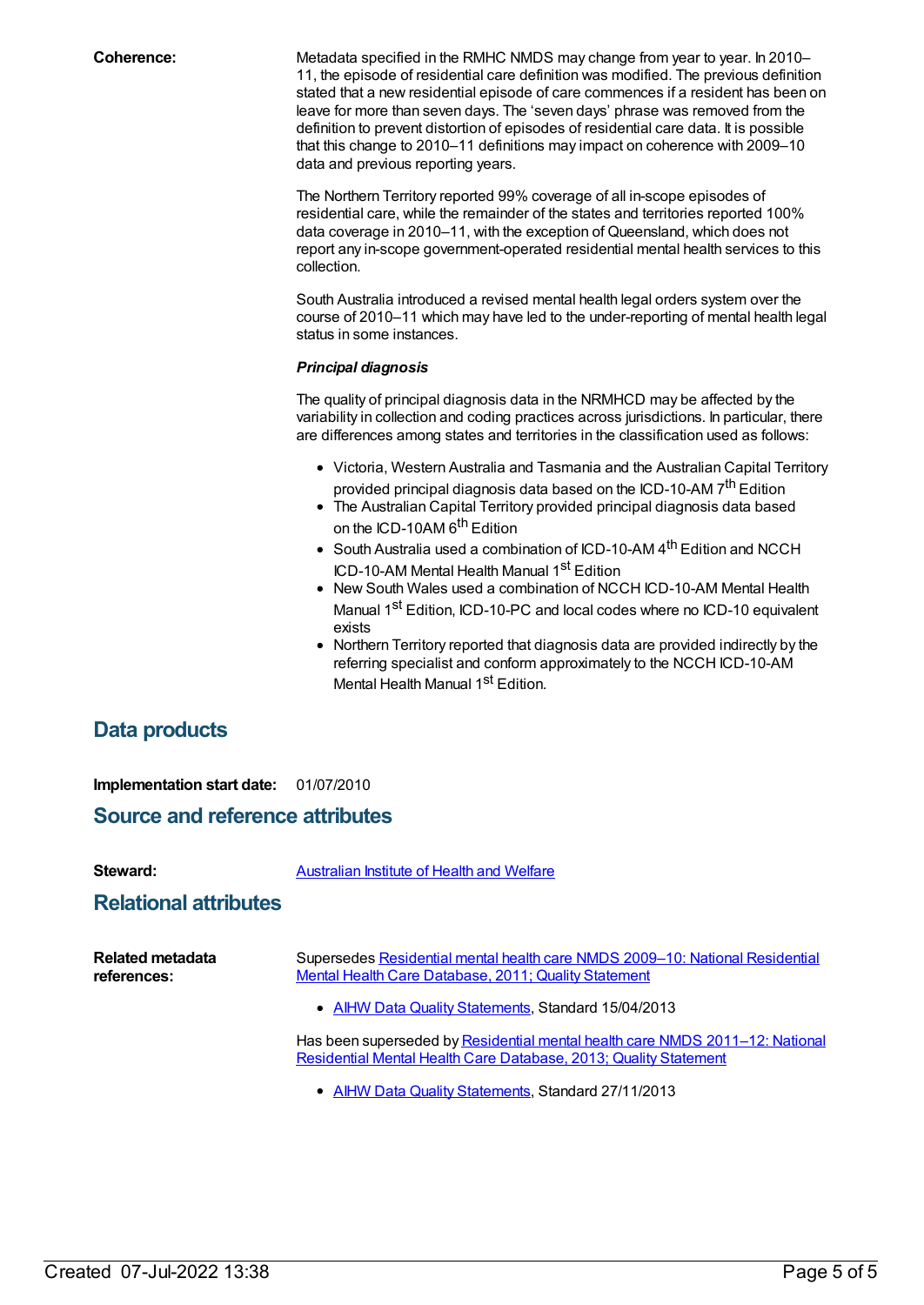**Coherence:**

Metadata specified in the RMHC NMDS may change from year to year. In 2010–11, the episode of residential care definition was modified. The previous definition stated that a new residential episode of care commences if a resident has been on leave for more than seven days. The 'seven days' phrase was removed from the definition to prevent distortion of episodes of residential care data. It is possible that this change to 2010–11 definitions may impact on coherence with 2009–10 data and previous reporting years.

The Northern Territory reported 99% coverage of all in-scope episodes of residential care, while the remainder of the states and territories reported 100% data coverage in 2010–11, with the exception of Queensland, which does not report any in-scope government-operated residential mental health services to this collection.

South Australia introduced a revised mental health legal orders system over the course of 2010–11 which may have led to the under-reporting of mental health legal status in some instances.

***Principal diagnosis***

The quality of principal diagnosis data in the NRMHCD may be affected by the variability in collection and coding practices across jurisdictions. In particular, there are differences among states and territories in the classification used as follows:

- Victoria, Western Australia and Tasmania and the Australian Capital Territory provided principal diagnosis data based on the ICD-10-AM 7th Edition
- The Australian Capital Territory provided principal diagnosis data based on the ICD-10AM 6th Edition
- South Australia used a combination of ICD-10-AM 4th Edition and NCCH ICD-10-AM Mental Health Manual 1st Edition
- New South Wales used a combination of NCCH ICD-10-AM Mental Health Manual 1st Edition, ICD-10-PC and local codes where no ICD-10 equivalent exists
- Northern Territory reported that diagnosis data are provided indirectly by the referring specialist and conform approximately to the NCCH ICD-10-AM Mental Health Manual 1st Edition.

## Data products

**Implementation start date:** 01/07/2010

## Source and reference attributes

**Steward:** Australian Institute of Health and Welfare

## Relational attributes

**Related metadata references:**

Supersedes Residential mental health care NMDS 2009–10: National Residential Mental Health Care Database, 2011; Quality Statement

- AIHW Data Quality Statements, Standard 15/04/2013

Has been superseded by Residential mental health care NMDS 2011–12: National Residential Mental Health Care Database, 2013; Quality Statement

- AIHW Data Quality Statements, Standard 27/11/2013